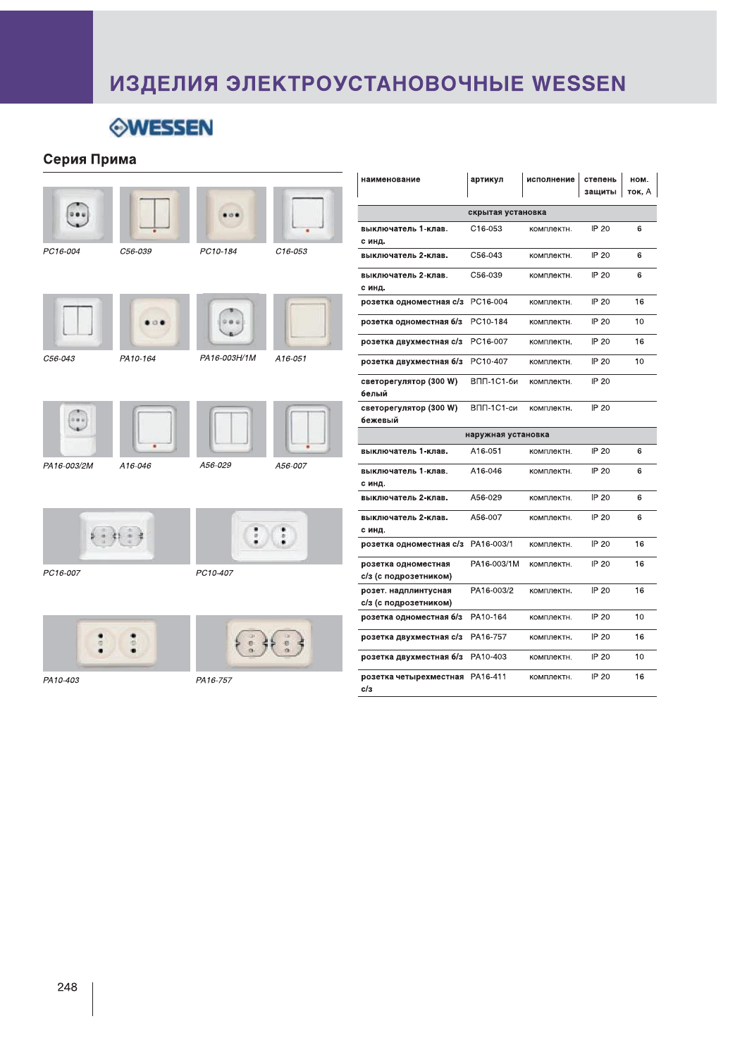# ИЗДЕЛИЯ ЭЛЕКТРОУСТАНОВОЧНЫЕ WESSEN

WESSEN

## Серия Прима

PC16-004 C56-039 PC10-184 C16-053

C56-043 PA10-164 PA16-003H/1M A16-051

PA16-003/2M A16-046 A56-029 A56-007

PC16-007 PC10-407

PA10-403 PA16-757

| наименование | артикул | исполнение | степень защиты | ном. ток, А |
|---|---|---|---|---|
| **скрытая установка** | | | | |
| **выключатель 1-клав. с инд.** | C16-053 | комплектн. | IP 20 | 6 |
| **выключатель 2-клав.** | C56-043 | комплектн. | IP 20 | 6 |
| **выключатель 2-клав. с инд.** | C56-039 | комплектн. | IP 20 | 6 |
| **розетка одноместная с/з** | PC16-004 | комплектн. | IP 20 | 16 |
| **розетка одноместная б/з** | PC10-184 | комплектн. | IP 20 | 10 |
| **розетка двухместная с/з** | PC16-007 | комплектн. | IP 20 | 16 |
| **розетка двухместная б/з** | PC10-407 | комплектн. | IP 20 | 10 |
| **светорегулятор (300 W) белый** | ВПП-1С1-би | комплектн. | IP 20 | |
| **светорегулятор (300 W) бежевый** | ВПП-1С1-си | комплектн. | IP 20 | |
| **наружная установка** | | | | |
| **выключатель 1-клав.** | A16-051 | комплектн. | IP 20 | 6 |
| **выключатель 1-клав. с инд.** | A16-046 | комплектн. | IP 20 | 6 |
| **выключатель 2-клав.** | A56-029 | комплектн. | IP 20 | 6 |
| **выключатель 2-клав. с инд.** | A56-007 | комплектн. | IP 20 | 6 |
| **розетка одноместная с/з** | PA16-003/1 | комплектн. | IP 20 | 16 |
| **розетка одноместная с/з (с подрозетником)** | PA16-003/1M | комплектн. | IP 20 | 16 |
| **розет. надплинтусная с/з (с подрозетником)** | PA16-003/2 | комплектн. | IP 20 | 16 |
| **розетка одноместная б/з** | PA10-164 | комплектн. | IP 20 | 10 |
| **розетка двухместная с/з** | PA16-757 | комплектн. | IP 20 | 16 |
| **розетка двухместная б/з** | PA10-403 | комплектн. | IP 20 | 10 |
| **розетка четырехместная с/з** | PA16-411 | комплектн. | IP 20 | 16 |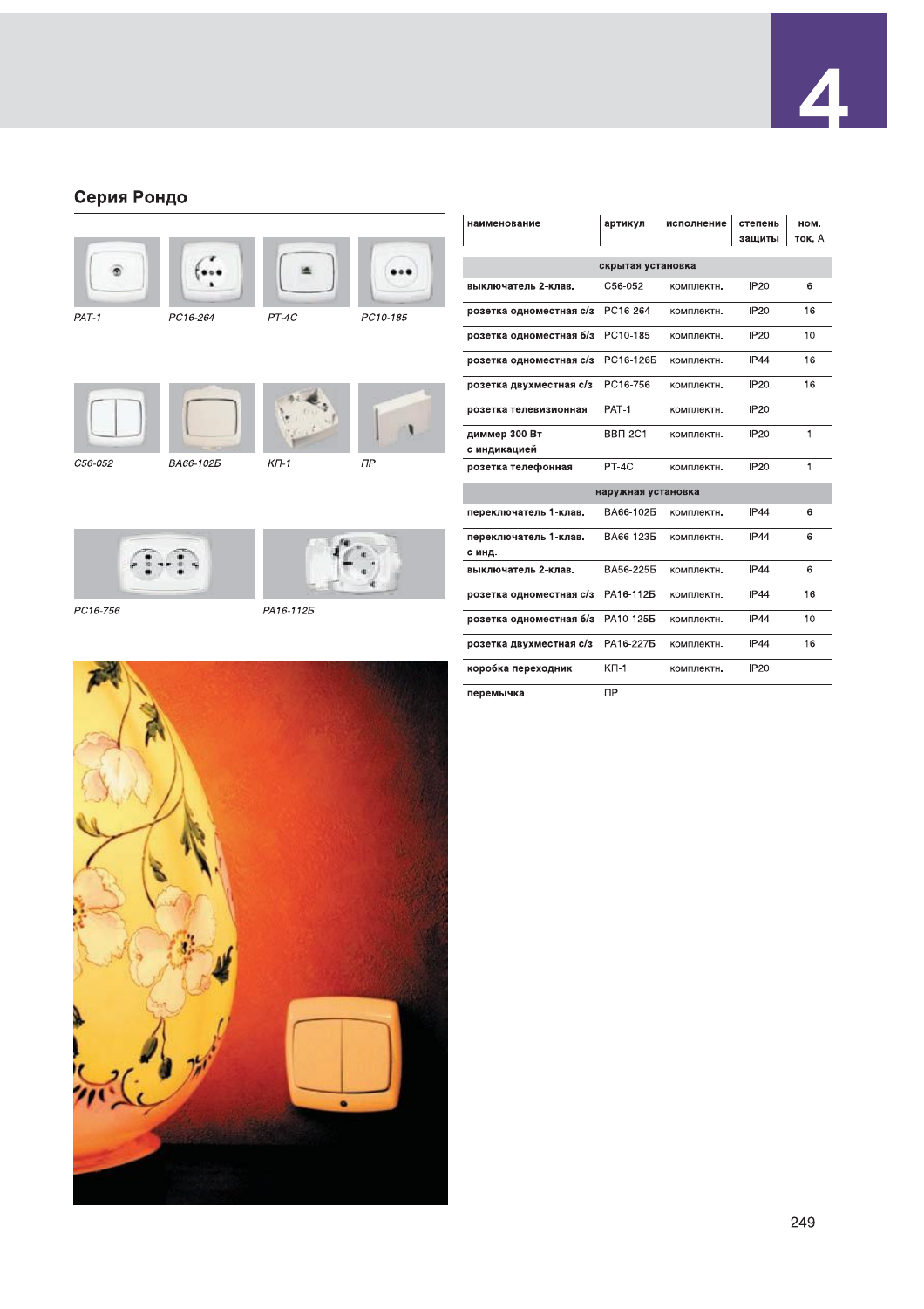## Серия Рондо

РАТ-1 РС16-264 РТ-4С РС10-185

С56-052 ВА66-102Б КП-1 ПР

РС16-756 РА16-112Б

| наименование | артикул | исполнение | степень защиты | ном. ток, А |
|---|---|---|---|---|
| **скрытая установка** | | | | |
| выключатель 2-клав. | С56-052 | комплектн. | IP20 | 6 |
| розетка одноместная с/з | РС16-264 | комплектн. | IP20 | 16 |
| розетка одноместная б/з | РС10-185 | комплектн. | IP20 | 10 |
| розетка одноместная с/з | РС16-126Б | комплектн. | IP44 | 16 |
| розетка двухместная с/з | РС16-756 | комплектн. | IP20 | 16 |
| розетка телевизионная | РАТ-1 | комплектн. | IP20 | |
| диммер 300 Вт с индикацией | ВВП-2С1 | комплектн. | IP20 | 1 |
| розетка телефонная | РТ-4С | комплектн. | IP20 | 1 |
| **наружная установка** | | | | |
| переключатель 1-клав. | ВА66-102Б | комплектн. | IP44 | 6 |
| переключатель 1-клав. с инд. | ВА66-123Б | комплектн. | IP44 | 6 |
| выключатель 2-клав. | ВА56-225Б | комплектн. | IP44 | 6 |
| розетка одноместная с/з | РА16-112Б | комплектн. | IP44 | 16 |
| розетка одноместная б/з | РА10-125Б | комплектн. | IP44 | 10 |
| розетка двухместная с/з | РА16-227Б | комплектн. | IP44 | 16 |
| коробка переходник | КП-1 | комплектн. | IP20 | |
| перемычка | ПР | | | |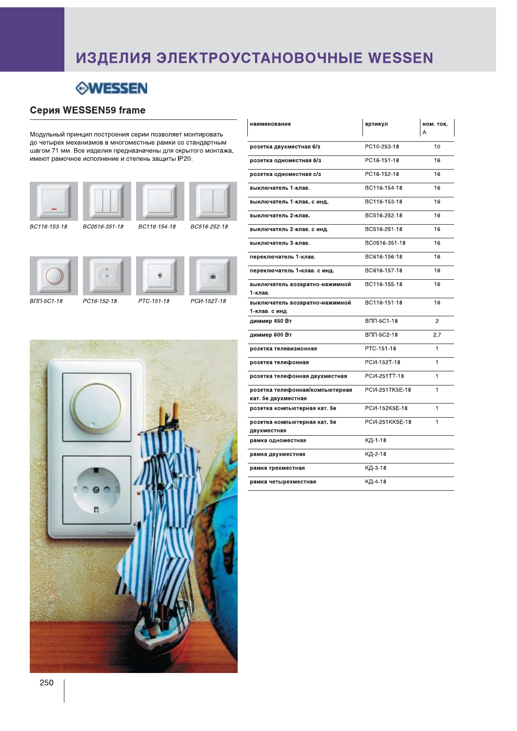# ИЗДЕЛИЯ ЭЛЕКТРОУСТАНОВОЧНЫЕ WESSEN

## Серия WESSEN59 frame

Модульный принцип построения серии позволяет монтировать до четырех механизмов в многоместные рамки со стандартным шагом 71 мм. Все изделия предназначены для скрытого монтажа, имеют рамочное исполнение и степень защиты IP20.

*BC116-153-18* *BC0516-351-18* *BC116-154-18* *BC516-252-18*

*ВПП-5С1-18* *PC16-152-18* *PTC-151-18* *PCИ-152T-18*

| наименование | артикул | ном. ток, А |
|---|---|---|
| розетка двухместная б/з | PC10-253-18 | 10 |
| розетка одноместная б/з | PC16-151-18 | 16 |
| розетка одноместная с/з | PC16-152-18 | 16 |
| выключатель 1-клав. | BC116-154-18 | 16 |
| выключатель 1-клав. с инд. | BC116-153-18 | 16 |
| выключатель 2-клав. | BC516-252-18 | 16 |
| выключатель 2-клав. с инд. | BC516-251-18 | 16 |
| выключатель 3-клав. | BC0516-351-18 | 16 |
| переключатель 1-клав. | BC616-156-18 | 16 |
| переключатель 1-клав. с инд. | BC616-157-18 | 16 |
| выключатель возвратно-нажимной 1-клав. | BC116-155-18 | 16 |
| выключатель возвратно-нажимной 1-клав. с инд. | BC116-151-18 | 16 |
| диммер 450 Вт | ВПП-5С1-18 | 2 |
| диммер 600 Вт | ВПП-5С2-18 | 2,7 |
| розетка телевизионная | PTC-151-18 | 1 |
| розетка телефонная | PCИ-152T-18 | 1 |
| розетка телефонная двухместная | PCИ-251TT-18 | 1 |
| розетка телефонная/компьютерная кат. 5е двухместная | PCИ-251TK5E-18 | 1 |
| розетка компьютерная кат. 5е | PCИ-152K5E-18 | 1 |
| розетка компьютерная кат. 5е двухместная | PCИ-251KK5E-18 | 1 |
| рамка одноместная | КД-1-18 | |
| рамка двухместная | КД-2-18 | |
| рамка трехместная | КД-3-18 | |
| рамка четырехместная | КД-4-18 | |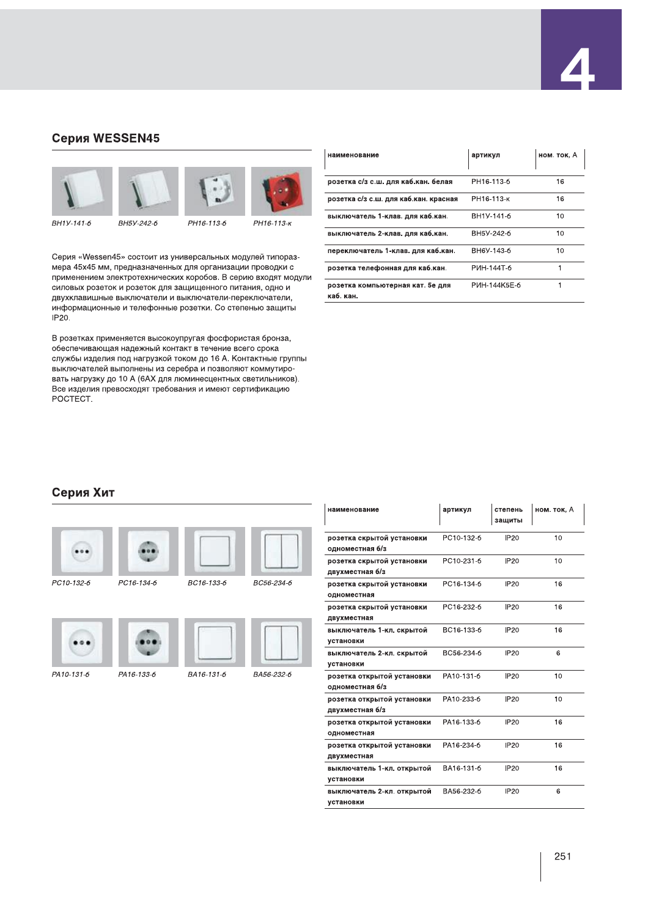## Серия WESSEN45

ВН1У-141-б ВН5У-242-б РН16-113-б РН16-113-к

Серия «Wessen45» состоит из универсальных модулей типоразмера 45x45 мм, предназначенных для организации проводки с применением электротехнических коробов. В серию входят модули силовых розеток и розеток для защищенного питания, одно и двухклавишные выключатели и выключатели-переключатели, информационные и телефонные розетки. Со степенью защиты IP20.

В розетках применяется высокоупругая фосфористая бронза, обеспечивающая надежный контакт в течение всего срока службы изделия под нагрузкой током до 16 А. Контактные группы выключателей выполнены из серебра и позволяют коммутировать нагрузку до 10 А (6АХ для люминесцентных светильников). Все изделия превосходят требования и имеют сертификацию РОСТЕСТ.

| наименование | артикул | ном. ток, А |
|---|---|---|
| розетка с/з с.ш. для каб.кан. белая | РН16-113-б | 16 |
| розетка с/з с.ш. для каб.кан. красная | РН16-113-к | 16 |
| выключатель 1-клав. для каб.кан. | ВН1У-141-б | 10 |
| выключатель 2-клав. для каб.кан. | ВН5У-242-б | 10 |
| переключатель 1-клав. для каб.кан. | ВН6У-143-б | 10 |
| розетка телефонная для каб.кан. | РИН-144Т-б | 1 |
| розетка компьютерная кат. 5е для каб. кан. | РИН-144К5Е-б | 1 |

## Серия Хит

РС10-132-б РС16-134-б ВС16-133-б ВС56-234-б

РА10-131-б РА16-133-б ВА16-131-б ВА56-232-б

| наименование | артикул | степень защиты | ном. ток, А |
|---|---|---|---|
| розетка скрытой установки одноместная б/з | РС10-132-б | IP20 | 10 |
| розетка скрытой установки двухместная б/з | РС10-231-б | IP20 | 10 |
| розетка скрытой установки одноместная | РС16-134-б | IP20 | 16 |
| розетка скрытой установки двухместная | РС16-232-б | IP20 | 16 |
| выключатель 1-кл. скрытой установки | ВС16-133-б | IP20 | 16 |
| выключатель 2-кл. скрытой установки | ВС56-234-б | IP20 | 6 |
| розетка открытой установки одноместная б/з | РА10-131-б | IP20 | 10 |
| розетка открытой установки двухместная б/з | РА10-233-б | IP20 | 10 |
| розетка открытой установки одноместная | РА16-133-б | IP20 | 16 |
| розетка открытой установки двухместная | РА16-234-б | IP20 | 16 |
| выключатель 1-кл. открытой установки | ВА16-131-б | IP20 | 16 |
| выключатель 2-кл. открытой установки | ВА56-232-б | IP20 | 6 |